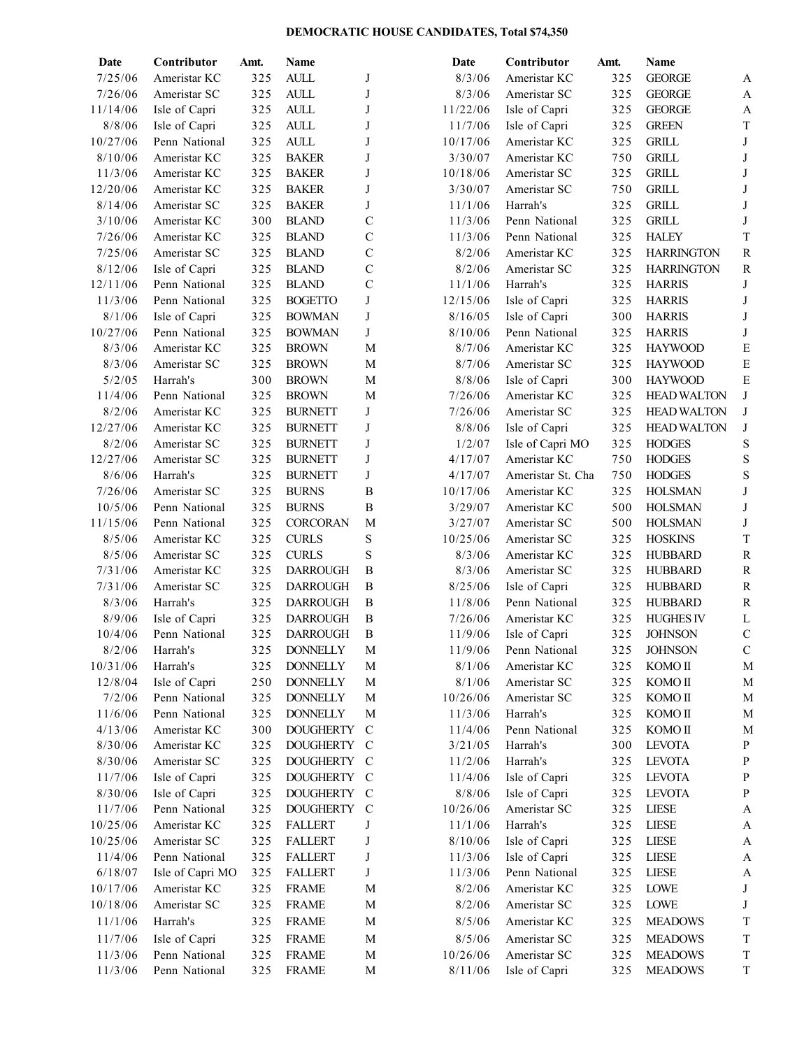# DEMOCRATIC HOUSE CANDIDATES, Total $74,350

| Date | Contributor | Amt. | Name | |
|---|---|---|---|---|
| 7/25/06 | Ameristar KC | 325 | AULL | J |
| 7/26/06 | Ameristar SC | 325 | AULL | J |
| 11/14/06 | Isle of Capri | 325 | AULL | J |
| 8/8/06 | Isle of Capri | 325 | AULL | J |
| 10/27/06 | Penn National | 325 | AULL | J |
| 8/10/06 | Ameristar KC | 325 | BAKER | J |
| 11/3/06 | Ameristar KC | 325 | BAKER | J |
| 12/20/06 | Ameristar KC | 325 | BAKER | J |
| 8/14/06 | Ameristar SC | 325 | BAKER | J |
| 3/10/06 | Ameristar KC | 300 | BLAND | C |
| 7/26/06 | Ameristar KC | 325 | BLAND | C |
| 7/25/06 | Ameristar SC | 325 | BLAND | C |
| 8/12/06 | Isle of Capri | 325 | BLAND | C |
| 12/11/06 | Penn National | 325 | BLAND | C |
| 11/3/06 | Penn National | 325 | BOGETTO | J |
| 8/1/06 | Isle of Capri | 325 | BOWMAN | J |
| 10/27/06 | Penn National | 325 | BOWMAN | J |
| 8/3/06 | Ameristar KC | 325 | BROWN | M |
| 8/3/06 | Ameristar SC | 325 | BROWN | M |
| 5/2/05 | Harrah's | 300 | BROWN | M |
| 11/4/06 | Penn National | 325 | BROWN | M |
| 8/2/06 | Ameristar KC | 325 | BURNETT | J |
| 12/27/06 | Ameristar KC | 325 | BURNETT | J |
| 8/2/06 | Ameristar SC | 325 | BURNETT | J |
| 12/27/06 | Ameristar SC | 325 | BURNETT | J |
| 8/6/06 | Harrah's | 325 | BURNETT | J |
| 7/26/06 | Ameristar SC | 325 | BURNS | B |
| 10/5/06 | Penn National | 325 | BURNS | B |
| 11/15/06 | Penn National | 325 | CORCORAN | M |
| 8/5/06 | Ameristar KC | 325 | CURLS | S |
| 8/5/06 | Ameristar SC | 325 | CURLS | S |
| 7/31/06 | Ameristar KC | 325 | DARROUGH | B |
| 7/31/06 | Ameristar SC | 325 | DARROUGH | B |
| 8/3/06 | Harrah's | 325 | DARROUGH | B |
| 8/9/06 | Isle of Capri | 325 | DARROUGH | B |
| 10/4/06 | Penn National | 325 | DARROUGH | B |
| 8/2/06 | Harrah's | 325 | DONNELLY | M |
| 10/31/06 | Harrah's | 325 | DONNELLY | M |
| 12/8/04 | Isle of Capri | 250 | DONNELLY | M |
| 7/2/06 | Penn National | 325 | DONNELLY | M |
| 11/6/06 | Penn National | 325 | DONNELLY | M |
| 4/13/06 | Ameristar KC | 300 | DOUGHERTY | C |
| 8/30/06 | Ameristar KC | 325 | DOUGHERTY | C |
| 8/30/06 | Ameristar SC | 325 | DOUGHERTY | C |
| 11/7/06 | Isle of Capri | 325 | DOUGHERTY | C |
| 8/30/06 | Isle of Capri | 325 | DOUGHERTY | C |
| 11/7/06 | Penn National | 325 | DOUGHERTY | C |
| 10/25/06 | Ameristar KC | 325 | FALLERT | J |
| 10/25/06 | Ameristar SC | 325 | FALLERT | J |
| 11/4/06 | Penn National | 325 | FALLERT | J |
| 6/18/07 | Isle of Capri MO | 325 | FALLERT | J |
| 10/17/06 | Ameristar KC | 325 | FRAME | M |
| 10/18/06 | Ameristar SC | 325 | FRAME | M |
| 11/1/06 | Harrah's | 325 | FRAME | M |
| 11/7/06 | Isle of Capri | 325 | FRAME | M |
| 11/3/06 | Penn National | 325 | FRAME | M |
| 11/3/06 | Penn National | 325 | FRAME | M |
| 8/3/06 | Ameristar KC | 325 | GEORGE | A |
| 8/3/06 | Ameristar SC | 325 | GEORGE | A |
| 11/22/06 | Isle of Capri | 325 | GEORGE | A |
| 11/7/06 | Isle of Capri | 325 | GREEN | T |
| 10/17/06 | Ameristar KC | 325 | GRILL | J |
| 3/30/07 | Ameristar KC | 750 | GRILL | J |
| 10/18/06 | Ameristar SC | 325 | GRILL | J |
| 3/30/07 | Ameristar SC | 750 | GRILL | J |
| 11/1/06 | Harrah's | 325 | GRILL | J |
| 11/3/06 | Penn National | 325 | GRILL | J |
| 11/3/06 | Penn National | 325 | HALEY | T |
| 8/2/06 | Ameristar KC | 325 | HARRINGTON | R |
| 8/2/06 | Ameristar SC | 325 | HARRINGTON | R |
| 11/1/06 | Harrah's | 325 | HARRIS | J |
| 12/15/06 | Isle of Capri | 325 | HARRIS | J |
| 8/16/05 | Isle of Capri | 300 | HARRIS | J |
| 8/10/06 | Penn National | 325 | HARRIS | J |
| 8/7/06 | Ameristar KC | 325 | HAYWOOD | E |
| 8/7/06 | Ameristar SC | 325 | HAYWOOD | E |
| 8/8/06 | Isle of Capri | 300 | HAYWOOD | E |
| 7/26/06 | Ameristar KC | 325 | HEAD WALTON | J |
| 7/26/06 | Ameristar SC | 325 | HEAD WALTON | J |
| 8/8/06 | Isle of Capri | 325 | HEAD WALTON | J |
| 1/2/07 | Isle of Capri MO | 325 | HODGES | S |
| 4/17/07 | Ameristar KC | 750 | HODGES | S |
| 4/17/07 | Ameristar St. Cha | 750 | HODGES | S |
| 10/17/06 | Ameristar KC | 325 | HOLSMAN | J |
| 3/29/07 | Ameristar KC | 500 | HOLSMAN | J |
| 3/27/07 | Ameristar SC | 500 | HOLSMAN | J |
| 10/25/06 | Ameristar SC | 325 | HOSKINS | T |
| 8/3/06 | Ameristar KC | 325 | HUBBARD | R |
| 8/3/06 | Ameristar SC | 325 | HUBBARD | R |
| 8/25/06 | Isle of Capri | 325 | HUBBARD | R |
| 11/8/06 | Penn National | 325 | HUBBARD | R |
| 7/26/06 | Ameristar KC | 325 | HUGHES IV | L |
| 11/9/06 | Isle of Capri | 325 | JOHNSON | C |
| 11/9/06 | Penn National | 325 | JOHNSON | C |
| 8/1/06 | Ameristar KC | 325 | KOMO II | M |
| 8/1/06 | Ameristar SC | 325 | KOMO II | M |
| 10/26/06 | Ameristar SC | 325 | KOMO II | M |
| 11/3/06 | Harrah's | 325 | KOMO II | M |
| 11/4/06 | Penn National | 325 | KOMO II | M |
| 3/21/05 | Harrah's | 300 | LEVOTA | P |
| 11/2/06 | Harrah's | 325 | LEVOTA | P |
| 11/4/06 | Isle of Capri | 325 | LEVOTA | P |
| 8/8/06 | Isle of Capri | 325 | LEVOTA | P |
| 10/26/06 | Ameristar SC | 325 | LIESE | A |
| 11/1/06 | Harrah's | 325 | LIESE | A |
| 8/10/06 | Isle of Capri | 325 | LIESE | A |
| 11/3/06 | Isle of Capri | 325 | LIESE | A |
| 11/3/06 | Penn National | 325 | LIESE | A |
| 8/2/06 | Ameristar KC | 325 | LOWE | J |
| 8/2/06 | Ameristar SC | 325 | LOWE | J |
| 8/5/06 | Ameristar KC | 325 | MEADOWS | T |
| 8/5/06 | Ameristar SC | 325 | MEADOWS | T |
| 10/26/06 | Ameristar SC | 325 | MEADOWS | T |
| 8/11/06 | Isle of Capri | 325 | MEADOWS | T |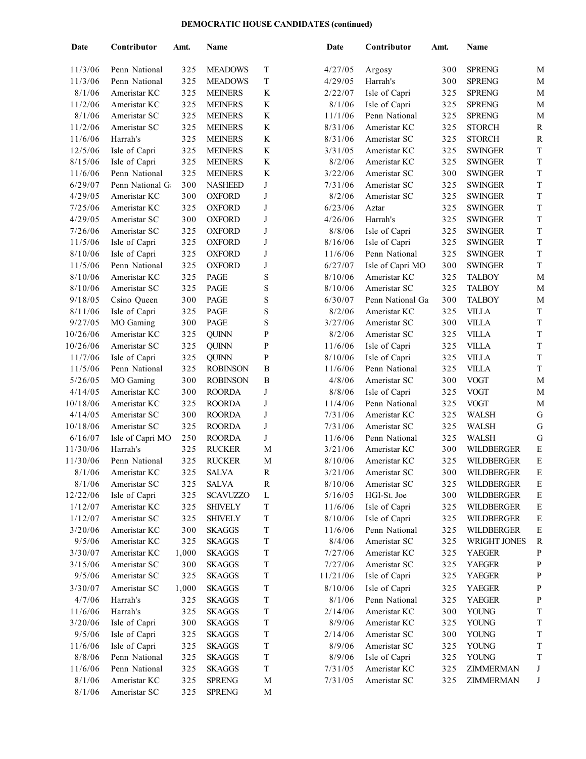**DEMOCRATIC HOUSE CANDIDATES (continued)**

| Date | Contributor | Amt. | Name | |
|---|---|---|---|---|
| 11/3/06 | Penn National | 325 | MEADOWS | T |
| 11/3/06 | Penn National | 325 | MEADOWS | T |
| 8/1/06 | Ameristar KC | 325 | MEINERS | K |
| 11/2/06 | Ameristar KC | 325 | MEINERS | K |
| 8/1/06 | Ameristar SC | 325 | MEINERS | K |
| 11/2/06 | Ameristar SC | 325 | MEINERS | K |
| 11/6/06 | Harrah's | 325 | MEINERS | K |
| 12/5/06 | Isle of Capri | 325 | MEINERS | K |
| 8/15/06 | Isle of Capri | 325 | MEINERS | K |
| 11/6/06 | Penn National | 325 | MEINERS | K |
| 6/29/07 | Penn National G | 300 | NASHEED | J |
| 4/29/05 | Ameristar KC | 300 | OXFORD | J |
| 7/25/06 | Ameristar KC | 325 | OXFORD | J |
| 4/29/05 | Ameristar SC | 300 | OXFORD | J |
| 7/26/06 | Ameristar SC | 325 | OXFORD | J |
| 11/5/06 | Isle of Capri | 325 | OXFORD | J |
| 8/10/06 | Isle of Capri | 325 | OXFORD | J |
| 11/5/06 | Penn National | 325 | OXFORD | J |
| 8/10/06 | Ameristar KC | 325 | PAGE | S |
| 8/10/06 | Ameristar SC | 325 | PAGE | S |
| 9/18/05 | Csino Queen | 300 | PAGE | S |
| 8/11/06 | Isle of Capri | 325 | PAGE | S |
| 9/27/05 | MO Gaming | 300 | PAGE | S |
| 10/26/06 | Ameristar KC | 325 | QUINN | P |
| 10/26/06 | Ameristar SC | 325 | QUINN | P |
| 11/7/06 | Isle of Capri | 325 | QUINN | P |
| 11/5/06 | Penn National | 325 | ROBINSON | B |
| 5/26/05 | MO Gaming | 300 | ROBINSON | B |
| 4/14/05 | Ameristar KC | 300 | ROORDA | J |
| 10/18/06 | Ameristar KC | 325 | ROORDA | J |
| 4/14/05 | Ameristar SC | 300 | ROORDA | J |
| 10/18/06 | Ameristar SC | 325 | ROORDA | J |
| 6/16/07 | Isle of Capri MO | 250 | ROORDA | J |
| 11/30/06 | Harrah's | 325 | RUCKER | M |
| 11/30/06 | Penn National | 325 | RUCKER | M |
| 8/1/06 | Ameristar KC | 325 | SALVA | R |
| 8/1/06 | Ameristar SC | 325 | SALVA | R |
| 12/22/06 | Isle of Capri | 325 | SCAVUZZO | L |
| 1/12/07 | Ameristar KC | 325 | SHIVELY | T |
| 1/12/07 | Ameristar SC | 325 | SHIVELY | T |
| 3/20/06 | Ameristar KC | 300 | SKAGGS | T |
| 9/5/06 | Ameristar KC | 325 | SKAGGS | T |
| 3/30/07 | Ameristar KC | 1,000 | SKAGGS | T |
| 3/15/06 | Ameristar SC | 300 | SKAGGS | T |
| 9/5/06 | Ameristar SC | 325 | SKAGGS | T |
| 3/30/07 | Ameristar SC | 1,000 | SKAGGS | T |
| 4/7/06 | Harrah's | 325 | SKAGGS | T |
| 11/6/06 | Harrah's | 325 | SKAGGS | T |
| 3/20/06 | Isle of Capri | 300 | SKAGGS | T |
| 9/5/06 | Isle of Capri | 325 | SKAGGS | T |
| 11/6/06 | Isle of Capri | 325 | SKAGGS | T |
| 8/8/06 | Penn National | 325 | SKAGGS | T |
| 11/6/06 | Penn National | 325 | SKAGGS | T |
| 8/1/06 | Ameristar KC | 325 | SPRENG | M |
| 8/1/06 | Ameristar SC | 325 | SPRENG | M |
| 4/27/05 | Argosy | 300 | SPRENG | M |
| 4/29/05 | Harrah's | 300 | SPRENG | M |
| 2/22/07 | Isle of Capri | 325 | SPRENG | M |
| 8/1/06 | Isle of Capri | 325 | SPRENG | M |
| 11/1/06 | Penn National | 325 | SPRENG | M |
| 8/31/06 | Ameristar KC | 325 | STORCH | R |
| 8/31/06 | Ameristar SC | 325 | STORCH | R |
| 3/31/05 | Ameristar KC | 325 | SWINGER | T |
| 8/2/06 | Ameristar KC | 325 | SWINGER | T |
| 3/22/06 | Ameristar SC | 300 | SWINGER | T |
| 7/31/06 | Ameristar SC | 325 | SWINGER | T |
| 8/2/06 | Ameristar SC | 325 | SWINGER | T |
| 6/23/06 | Aztar | 325 | SWINGER | T |
| 4/26/06 | Harrah's | 325 | SWINGER | T |
| 8/8/06 | Isle of Capri | 325 | SWINGER | T |
| 8/16/06 | Isle of Capri | 325 | SWINGER | T |
| 11/6/06 | Penn National | 325 | SWINGER | T |
| 6/27/07 | Isle of Capri MO | 300 | SWINGER | T |
| 8/10/06 | Ameristar KC | 325 | TALBOY | M |
| 8/10/06 | Ameristar SC | 325 | TALBOY | M |
| 6/30/07 | Penn National Ga | 300 | TALBOY | M |
| 8/2/06 | Ameristar KC | 325 | VILLA | T |
| 3/27/06 | Ameristar SC | 300 | VILLA | T |
| 8/2/06 | Ameristar SC | 325 | VILLA | T |
| 11/6/06 | Isle of Capri | 325 | VILLA | T |
| 8/10/06 | Isle of Capri | 325 | VILLA | T |
| 11/6/06 | Penn National | 325 | VILLA | T |
| 4/8/06 | Ameristar SC | 300 | VOGT | M |
| 8/8/06 | Isle of Capri | 325 | VOGT | M |
| 11/4/06 | Penn National | 325 | VOGT | M |
| 7/31/06 | Ameristar KC | 325 | WALSH | G |
| 7/31/06 | Ameristar SC | 325 | WALSH | G |
| 11/6/06 | Penn National | 325 | WALSH | G |
| 3/21/06 | Ameristar KC | 300 | WILDBERGER | E |
| 8/10/06 | Ameristar KC | 325 | WILDBERGER | E |
| 3/21/06 | Ameristar SC | 300 | WILDBERGER | E |
| 8/10/06 | Ameristar SC | 325 | WILDBERGER | E |
| 5/16/05 | HGI-St. Joe | 300 | WILDBERGER | E |
| 11/6/06 | Isle of Capri | 325 | WILDBERGER | E |
| 8/10/06 | Isle of Capri | 325 | WILDBERGER | E |
| 11/6/06 | Penn National | 325 | WILDBERGER | E |
| 8/4/06 | Ameristar SC | 325 | WRIGHT JONES | R |
| 7/27/06 | Ameristar KC | 325 | YAEGER | P |
| 7/27/06 | Ameristar SC | 325 | YAEGER | P |
| 11/21/06 | Isle of Capri | 325 | YAEGER | P |
| 8/10/06 | Isle of Capri | 325 | YAEGER | P |
| 8/1/06 | Penn National | 325 | YAEGER | P |
| 2/14/06 | Ameristar KC | 300 | YOUNG | T |
| 8/9/06 | Ameristar KC | 325 | YOUNG | T |
| 2/14/06 | Ameristar SC | 300 | YOUNG | T |
| 8/9/06 | Ameristar SC | 325 | YOUNG | T |
| 8/9/06 | Isle of Capri | 325 | YOUNG | T |
| 7/31/05 | Ameristar KC | 325 | ZIMMERMAN | J |
| 7/31/05 | Ameristar SC | 325 | ZIMMERMAN | J |